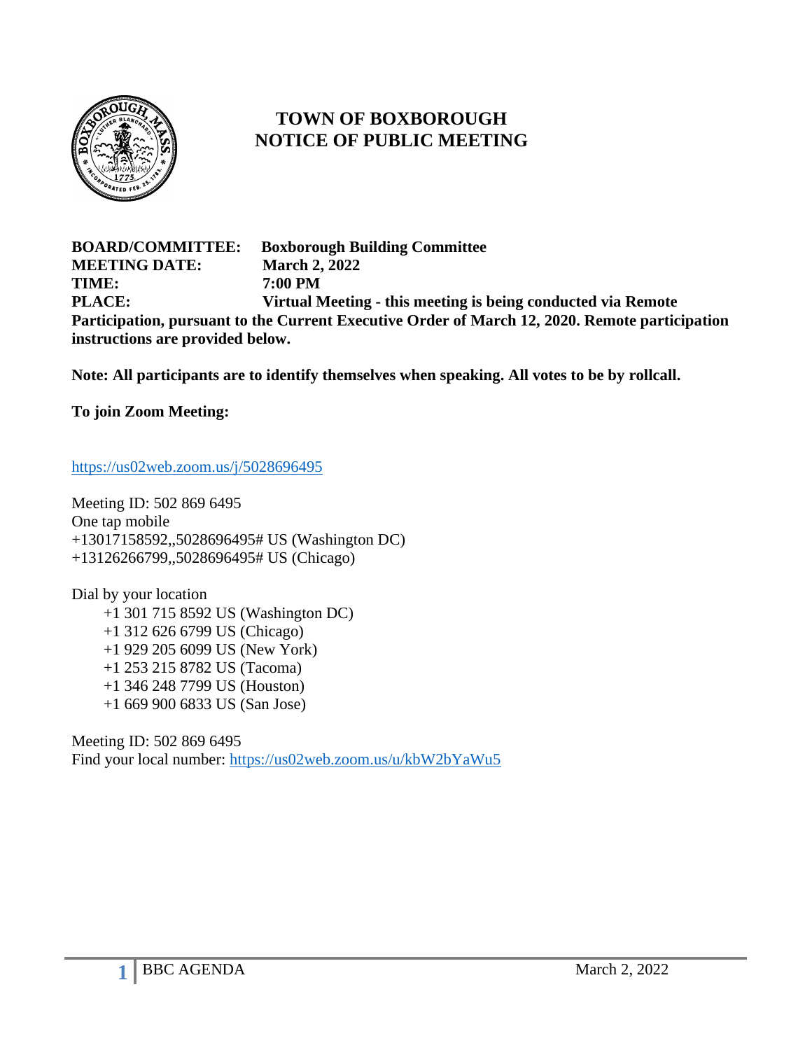# TOWN OF BOXBOROUGH
# NOTICE OF PUBLIC MEETING

**BOARD/COMMITTEE:** **Boxborough Building Committee**
**MEETING DATE:** **March 2, 2022**
**TIME:** **7:00 PM**
**PLACE:** **Virtual Meeting - this meeting is being conducted via Remote Participation, pursuant to the Current Executive Order of March 12, 2020. Remote participation instructions are provided below.**

**Note: All participants are to identify themselves when speaking. All votes to be by rollcall.**

**To join Zoom Meeting:**

https://us02web.zoom.us/j/5028696495

Meeting ID: 502 869 6495
One tap mobile
+13017158592,,5028696495# US (Washington DC)
+13126266799,,5028696495# US (Chicago)

Dial by your location
- +1 301 715 8592 US (Washington DC)
- +1 312 626 6799 US (Chicago)
- +1 929 205 6099 US (New York)
- +1 253 215 8782 US (Tacoma)
- +1 346 248 7799 US (Houston)
- +1 669 900 6833 US (San Jose)

Meeting ID: 502 869 6495
Find your local number: https://us02web.zoom.us/u/kbW2bYaWu5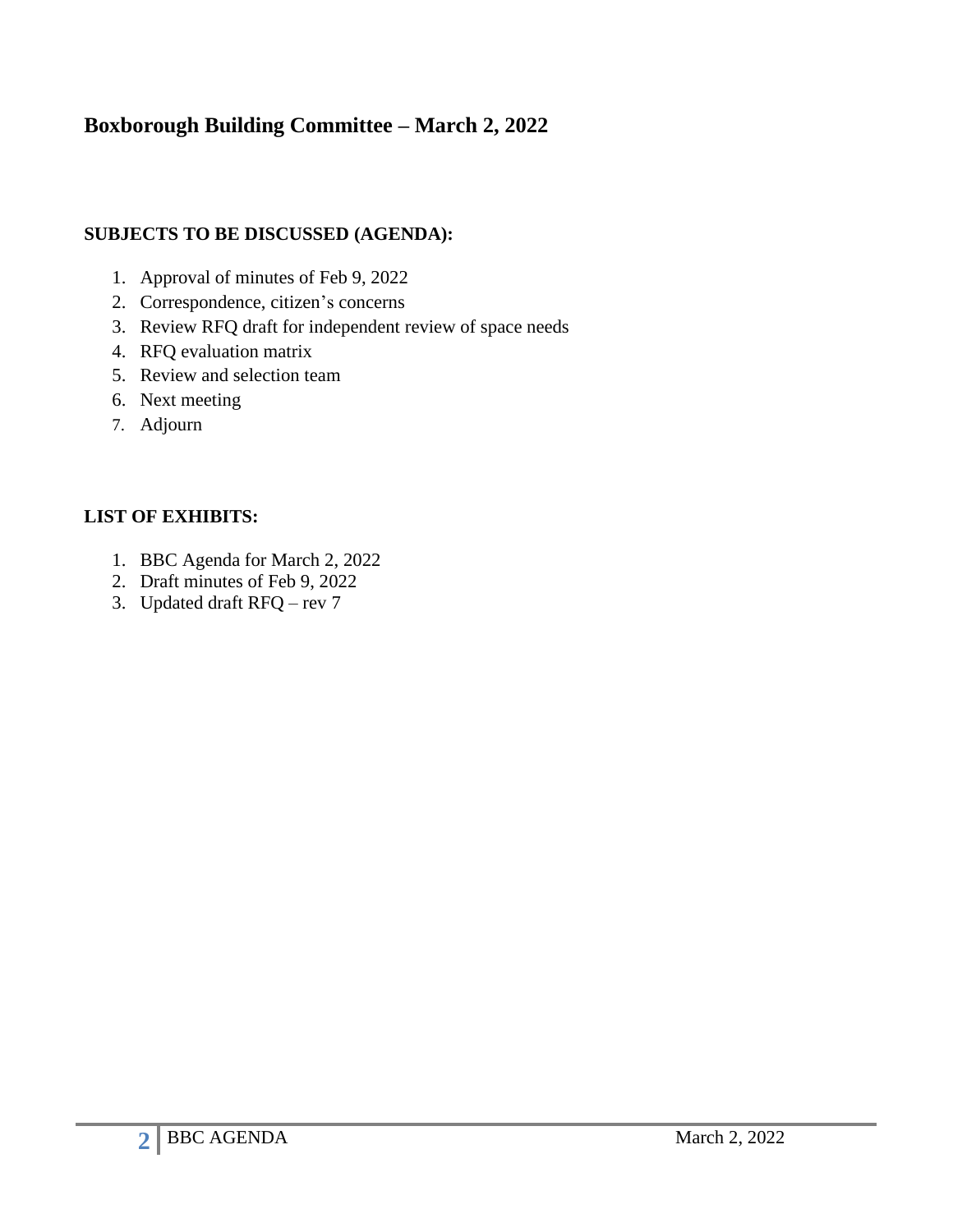## Boxborough Building Committee – March 2, 2022

**SUBJECTS TO BE DISCUSSED (AGENDA):**

1. Approval of minutes of Feb 9, 2022
2. Correspondence, citizen's concerns
3. Review RFQ draft for independent review of space needs
4. RFQ evaluation matrix
5. Review and selection team
6. Next meeting
7. Adjourn

**LIST OF EXHIBITS:**

1. BBC Agenda for March 2, 2022
2. Draft minutes of Feb 9, 2022
3. Updated draft RFQ – rev 7